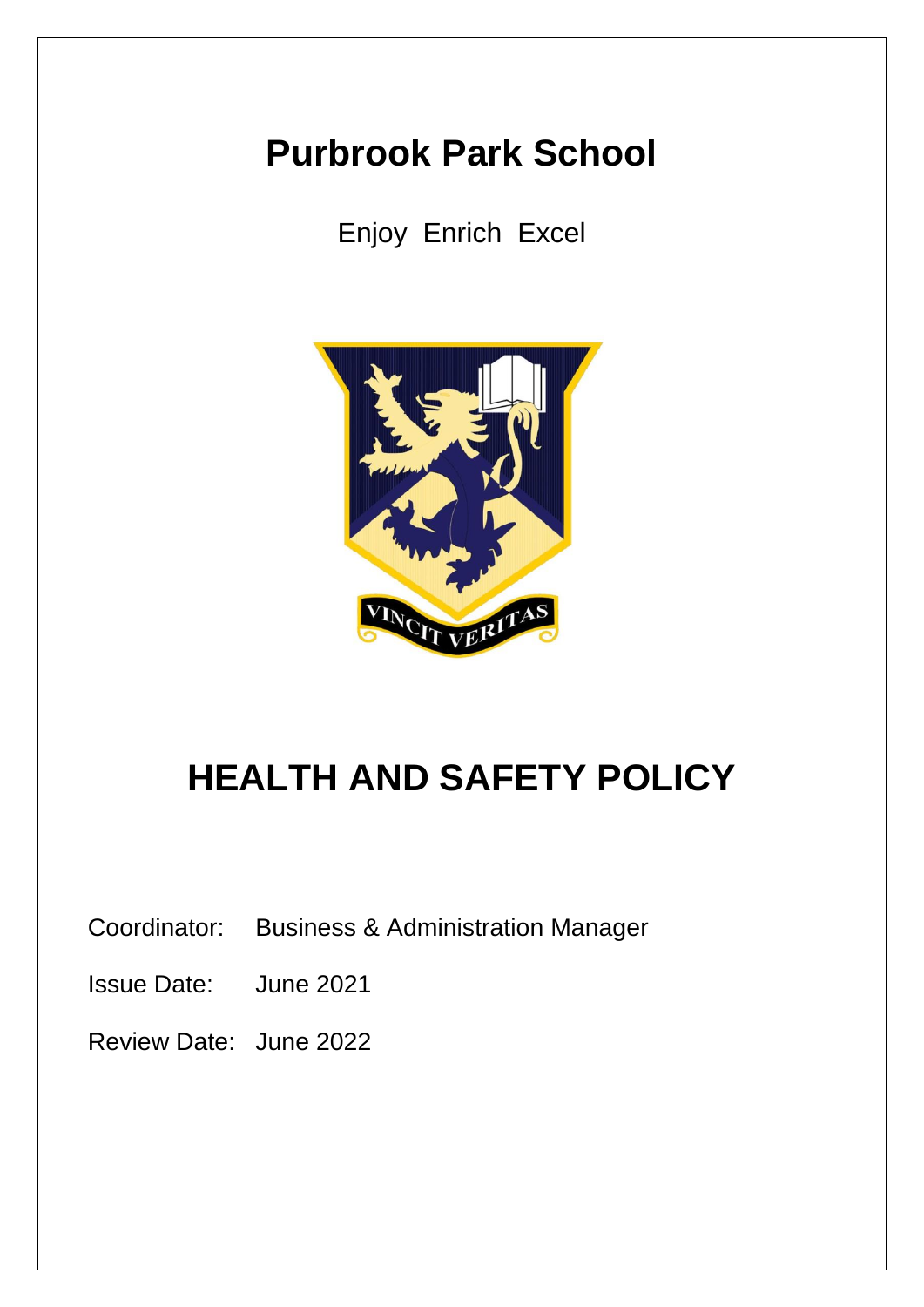# Purbrook Park School

Enjoy Enrich Excel

# HEALTH AND SAFETY POLICY

Coordinator: Business & Administration Manager

Issue Date: June 2021

Review Date: June 2022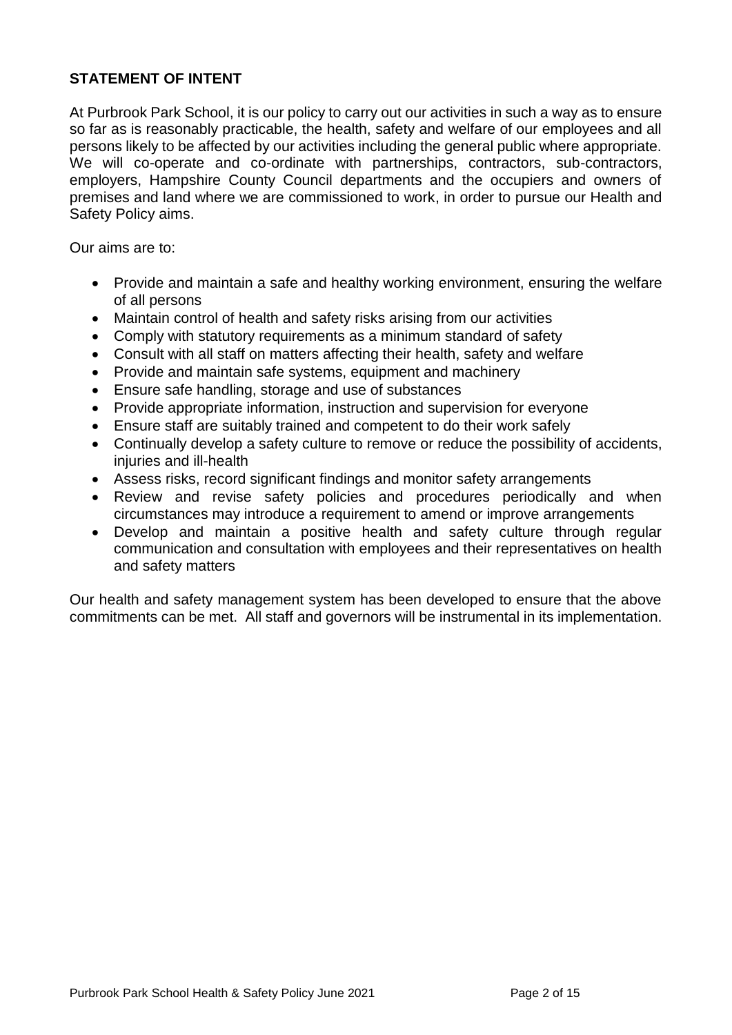## STATEMENT OF INTENT

At Purbrook Park School, it is our policy to carry out our activities in such a way as to ensure so far as is reasonably practicable, the health, safety and welfare of our employees and all persons likely to be affected by our activities including the general public where appropriate. We will co-operate and co-ordinate with partnerships, contractors, sub-contractors, employers, Hampshire County Council departments and the occupiers and owners of premises and land where we are commissioned to work, in order to pursue our Health and Safety Policy aims.

Our aims are to:

- Provide and maintain a safe and healthy working environment, ensuring the welfare of all persons
- Maintain control of health and safety risks arising from our activities
- Comply with statutory requirements as a minimum standard of safety
- Consult with all staff on matters affecting their health, safety and welfare
- Provide and maintain safe systems, equipment and machinery
- Ensure safe handling, storage and use of substances
- Provide appropriate information, instruction and supervision for everyone
- Ensure staff are suitably trained and competent to do their work safely
- Continually develop a safety culture to remove or reduce the possibility of accidents, injuries and ill-health
- Assess risks, record significant findings and monitor safety arrangements
- Review and revise safety policies and procedures periodically and when circumstances may introduce a requirement to amend or improve arrangements
- Develop and maintain a positive health and safety culture through regular communication and consultation with employees and their representatives on health and safety matters

Our health and safety management system has been developed to ensure that the above commitments can be met. All staff and governors will be instrumental in its implementation.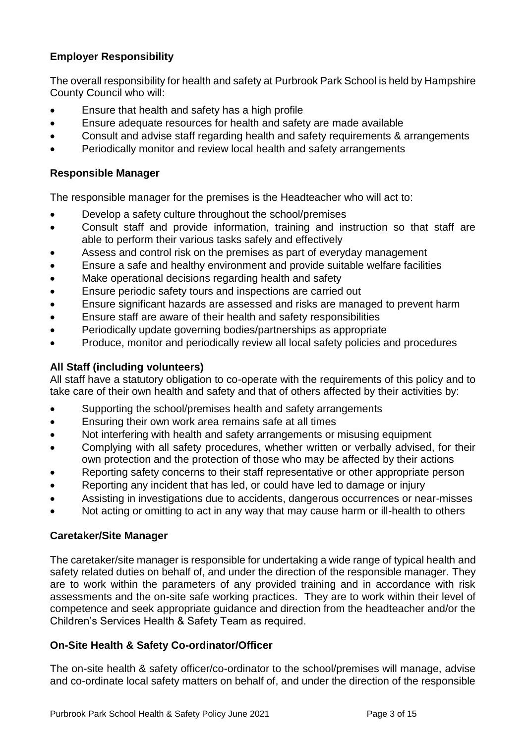**Employer Responsibility**

The overall responsibility for health and safety at Purbrook Park School is held by Hampshire County Council who will:

- Ensure that health and safety has a high profile
- Ensure adequate resources for health and safety are made available
- Consult and advise staff regarding health and safety requirements & arrangements
- Periodically monitor and review local health and safety arrangements

**Responsible Manager**

The responsible manager for the premises is the Headteacher who will act to:

- Develop a safety culture throughout the school/premises
- Consult staff and provide information, training and instruction so that staff are able to perform their various tasks safely and effectively
- Assess and control risk on the premises as part of everyday management
- Ensure a safe and healthy environment and provide suitable welfare facilities
- Make operational decisions regarding health and safety
- Ensure periodic safety tours and inspections are carried out
- Ensure significant hazards are assessed and risks are managed to prevent harm
- Ensure staff are aware of their health and safety responsibilities
- Periodically update governing bodies/partnerships as appropriate
- Produce, monitor and periodically review all local safety policies and procedures

**All Staff (including volunteers)**

All staff have a statutory obligation to co-operate with the requirements of this policy and to take care of their own health and safety and that of others affected by their activities by:

- Supporting the school/premises health and safety arrangements
- Ensuring their own work area remains safe at all times
- Not interfering with health and safety arrangements or misusing equipment
- Complying with all safety procedures, whether written or verbally advised, for their own protection and the protection of those who may be affected by their actions
- Reporting safety concerns to their staff representative or other appropriate person
- Reporting any incident that has led, or could have led to damage or injury
- Assisting in investigations due to accidents, dangerous occurrences or near-misses
- Not acting or omitting to act in any way that may cause harm or ill-health to others

**Caretaker/Site Manager**

The caretaker/site manager is responsible for undertaking a wide range of typical health and safety related duties on behalf of, and under the direction of the responsible manager. They are to work within the parameters of any provided training and in accordance with risk assessments and the on-site safe working practices. They are to work within their level of competence and seek appropriate guidance and direction from the headteacher and/or the Children's Services Health & Safety Team as required.

**On-Site Health & Safety Co-ordinator/Officer**

The on-site health & safety officer/co-ordinator to the school/premises will manage, advise and co-ordinate local safety matters on behalf of, and under the direction of the responsible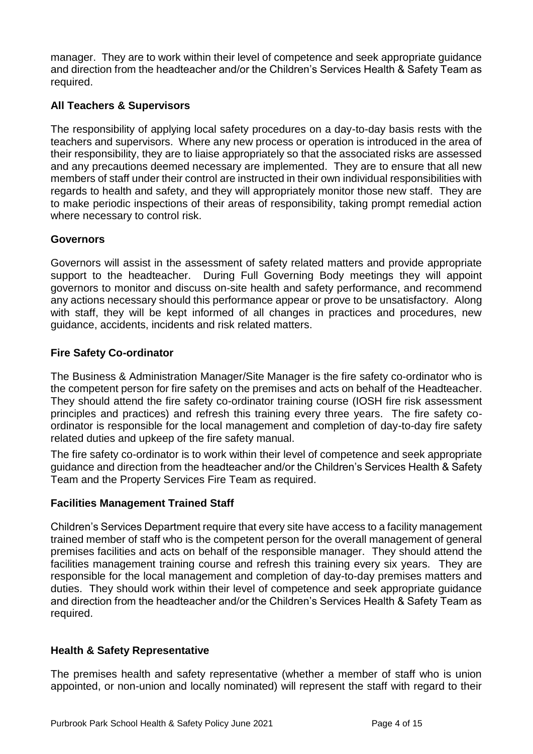manager. They are to work within their level of competence and seek appropriate guidance and direction from the headteacher and/or the Children's Services Health & Safety Team as required.

### All Teachers & Supervisors

The responsibility of applying local safety procedures on a day-to-day basis rests with the teachers and supervisors. Where any new process or operation is introduced in the area of their responsibility, they are to liaise appropriately so that the associated risks are assessed and any precautions deemed necessary are implemented. They are to ensure that all new members of staff under their control are instructed in their own individual responsibilities with regards to health and safety, and they will appropriately monitor those new staff. They are to make periodic inspections of their areas of responsibility, taking prompt remedial action where necessary to control risk.

### Governors

Governors will assist in the assessment of safety related matters and provide appropriate support to the headteacher. During Full Governing Body meetings they will appoint governors to monitor and discuss on-site health and safety performance, and recommend any actions necessary should this performance appear or prove to be unsatisfactory. Along with staff, they will be kept informed of all changes in practices and procedures, new guidance, accidents, incidents and risk related matters.

### Fire Safety Co-ordinator

The Business & Administration Manager/Site Manager is the fire safety co-ordinator who is the competent person for fire safety on the premises and acts on behalf of the Headteacher. They should attend the fire safety co-ordinator training course (IOSH fire risk assessment principles and practices) and refresh this training every three years. The fire safety co-ordinator is responsible for the local management and completion of day-to-day fire safety related duties and upkeep of the fire safety manual.

The fire safety co-ordinator is to work within their level of competence and seek appropriate guidance and direction from the headteacher and/or the Children's Services Health & Safety Team and the Property Services Fire Team as required.

### Facilities Management Trained Staff

Children's Services Department require that every site have access to a facility management trained member of staff who is the competent person for the overall management of general premises facilities and acts on behalf of the responsible manager. They should attend the facilities management training course and refresh this training every six years. They are responsible for the local management and completion of day-to-day premises matters and duties. They should work within their level of competence and seek appropriate guidance and direction from the headteacher and/or the Children's Services Health & Safety Team as required.

### Health & Safety Representative

The premises health and safety representative (whether a member of staff who is union appointed, or non-union and locally nominated) will represent the staff with regard to their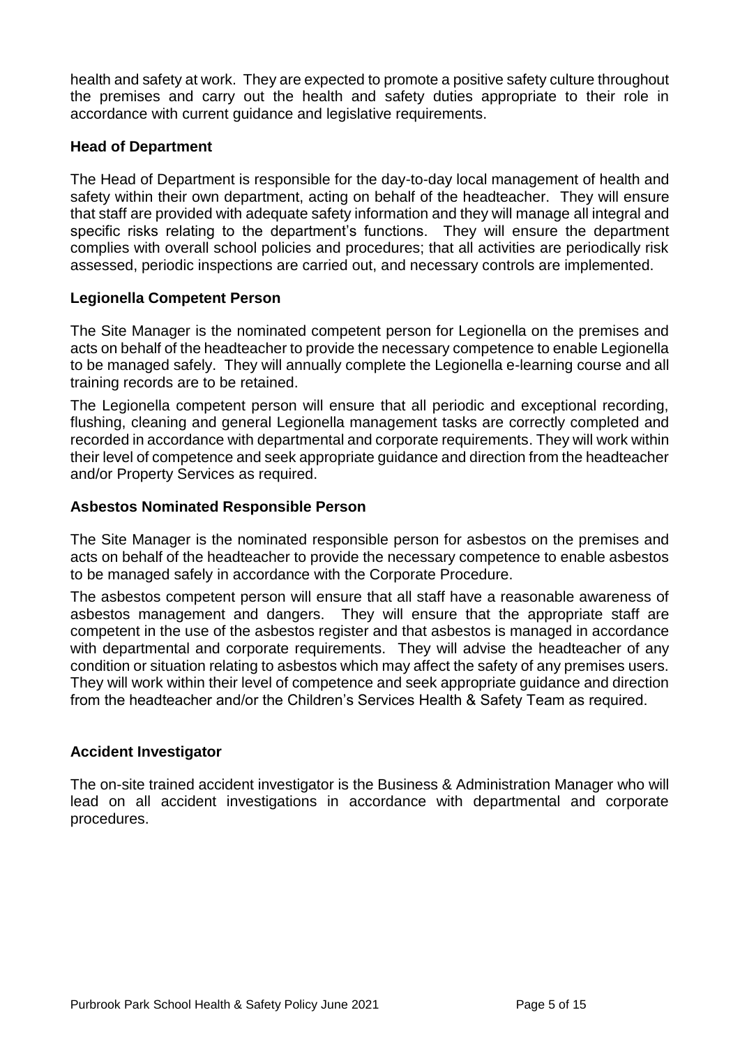health and safety at work. They are expected to promote a positive safety culture throughout the premises and carry out the health and safety duties appropriate to their role in accordance with current guidance and legislative requirements.

### Head of Department

The Head of Department is responsible for the day-to-day local management of health and safety within their own department, acting on behalf of the headteacher. They will ensure that staff are provided with adequate safety information and they will manage all integral and specific risks relating to the department's functions. They will ensure the department complies with overall school policies and procedures; that all activities are periodically risk assessed, periodic inspections are carried out, and necessary controls are implemented.

### Legionella Competent Person

The Site Manager is the nominated competent person for Legionella on the premises and acts on behalf of the headteacher to provide the necessary competence to enable Legionella to be managed safely. They will annually complete the Legionella e-learning course and all training records are to be retained.

The Legionella competent person will ensure that all periodic and exceptional recording, flushing, cleaning and general Legionella management tasks are correctly completed and recorded in accordance with departmental and corporate requirements. They will work within their level of competence and seek appropriate guidance and direction from the headteacher and/or Property Services as required.

### Asbestos Nominated Responsible Person

The Site Manager is the nominated responsible person for asbestos on the premises and acts on behalf of the headteacher to provide the necessary competence to enable asbestos to be managed safely in accordance with the Corporate Procedure.

The asbestos competent person will ensure that all staff have a reasonable awareness of asbestos management and dangers. They will ensure that the appropriate staff are competent in the use of the asbestos register and that asbestos is managed in accordance with departmental and corporate requirements. They will advise the headteacher of any condition or situation relating to asbestos which may affect the safety of any premises users. They will work within their level of competence and seek appropriate guidance and direction from the headteacher and/or the Children's Services Health & Safety Team as required.

### Accident Investigator

The on-site trained accident investigator is the Business & Administration Manager who will lead on all accident investigations in accordance with departmental and corporate procedures.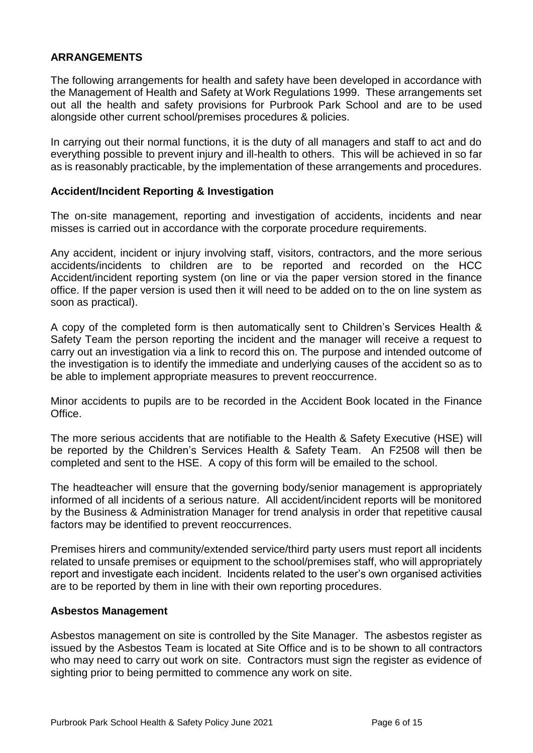## ARRANGEMENTS

The following arrangements for health and safety have been developed in accordance with the Management of Health and Safety at Work Regulations 1999. These arrangements set out all the health and safety provisions for Purbrook Park School and are to be used alongside other current school/premises procedures & policies.

In carrying out their normal functions, it is the duty of all managers and staff to act and do everything possible to prevent injury and ill-health to others. This will be achieved in so far as is reasonably practicable, by the implementation of these arrangements and procedures.

### Accident/Incident Reporting & Investigation

The on-site management, reporting and investigation of accidents, incidents and near misses is carried out in accordance with the corporate procedure requirements.

Any accident, incident or injury involving staff, visitors, contractors, and the more serious accidents/incidents to children are to be reported and recorded on the HCC Accident/incident reporting system (on line or via the paper version stored in the finance office. If the paper version is used then it will need to be added on to the on line system as soon as practical).

A copy of the completed form is then automatically sent to Children's Services Health & Safety Team the person reporting the incident and the manager will receive a request to carry out an investigation via a link to record this on. The purpose and intended outcome of the investigation is to identify the immediate and underlying causes of the accident so as to be able to implement appropriate measures to prevent reoccurrence.

Minor accidents to pupils are to be recorded in the Accident Book located in the Finance Office.

The more serious accidents that are notifiable to the Health & Safety Executive (HSE) will be reported by the Children's Services Health & Safety Team. An F2508 will then be completed and sent to the HSE. A copy of this form will be emailed to the school.

The headteacher will ensure that the governing body/senior management is appropriately informed of all incidents of a serious nature. All accident/incident reports will be monitored by the Business & Administration Manager for trend analysis in order that repetitive causal factors may be identified to prevent reoccurrences.

Premises hirers and community/extended service/third party users must report all incidents related to unsafe premises or equipment to the school/premises staff, who will appropriately report and investigate each incident. Incidents related to the user's own organised activities are to be reported by them in line with their own reporting procedures.

### Asbestos Management

Asbestos management on site is controlled by the Site Manager. The asbestos register as issued by the Asbestos Team is located at Site Office and is to be shown to all contractors who may need to carry out work on site. Contractors must sign the register as evidence of sighting prior to being permitted to commence any work on site.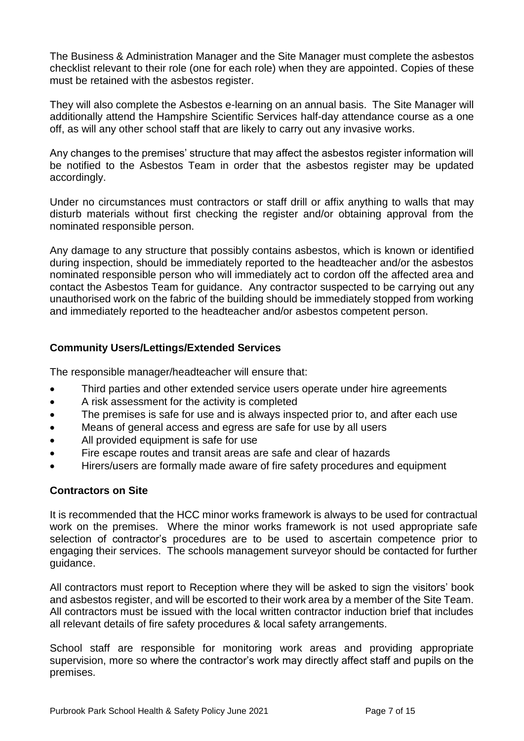The Business & Administration Manager and the Site Manager must complete the asbestos checklist relevant to their role (one for each role) when they are appointed. Copies of these must be retained with the asbestos register.

They will also complete the Asbestos e-learning on an annual basis. The Site Manager will additionally attend the Hampshire Scientific Services half-day attendance course as a one off, as will any other school staff that are likely to carry out any invasive works.

Any changes to the premises' structure that may affect the asbestos register information will be notified to the Asbestos Team in order that the asbestos register may be updated accordingly.

Under no circumstances must contractors or staff drill or affix anything to walls that may disturb materials without first checking the register and/or obtaining approval from the nominated responsible person.

Any damage to any structure that possibly contains asbestos, which is known or identified during inspection, should be immediately reported to the headteacher and/or the asbestos nominated responsible person who will immediately act to cordon off the affected area and contact the Asbestos Team for guidance. Any contractor suspected to be carrying out any unauthorised work on the fabric of the building should be immediately stopped from working and immediately reported to the headteacher and/or asbestos competent person.

## Community Users/Lettings/Extended Services

The responsible manager/headteacher will ensure that:

- Third parties and other extended service users operate under hire agreements
- A risk assessment for the activity is completed
- The premises is safe for use and is always inspected prior to, and after each use
- Means of general access and egress are safe for use by all users
- All provided equipment is safe for use
- Fire escape routes and transit areas are safe and clear of hazards
- Hirers/users are formally made aware of fire safety procedures and equipment

## Contractors on Site

It is recommended that the HCC minor works framework is always to be used for contractual work on the premises. Where the minor works framework is not used appropriate safe selection of contractor's procedures are to be used to ascertain competence prior to engaging their services. The schools management surveyor should be contacted for further guidance.

All contractors must report to Reception where they will be asked to sign the visitors' book and asbestos register, and will be escorted to their work area by a member of the Site Team. All contractors must be issued with the local written contractor induction brief that includes all relevant details of fire safety procedures & local safety arrangements.

School staff are responsible for monitoring work areas and providing appropriate supervision, more so where the contractor's work may directly affect staff and pupils on the premises.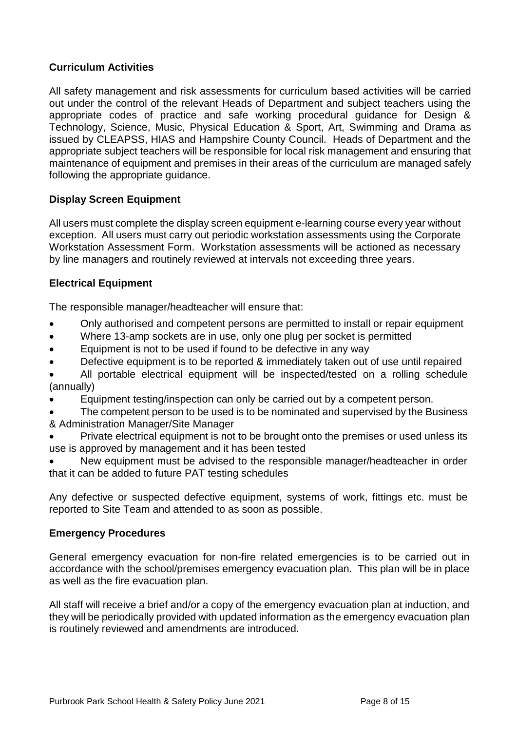### Curriculum Activities

All safety management and risk assessments for curriculum based activities will be carried out under the control of the relevant Heads of Department and subject teachers using the appropriate codes of practice and safe working procedural guidance for Design & Technology, Science, Music, Physical Education & Sport, Art, Swimming and Drama as issued by CLEAPSS, HIAS and Hampshire County Council. Heads of Department and the appropriate subject teachers will be responsible for local risk management and ensuring that maintenance of equipment and premises in their areas of the curriculum are managed safely following the appropriate guidance.

### Display Screen Equipment

All users must complete the display screen equipment e-learning course every year without exception. All users must carry out periodic workstation assessments using the Corporate Workstation Assessment Form. Workstation assessments will be actioned as necessary by line managers and routinely reviewed at intervals not exceeding three years.

### Electrical Equipment

The responsible manager/headteacher will ensure that:

- Only authorised and competent persons are permitted to install or repair equipment
- Where 13-amp sockets are in use, only one plug per socket is permitted
- Equipment is not to be used if found to be defective in any way
- Defective equipment is to be reported & immediately taken out of use until repaired
- All portable electrical equipment will be inspected/tested on a rolling schedule (annually)
- Equipment testing/inspection can only be carried out by a competent person.
- The competent person to be used is to be nominated and supervised by the Business & Administration Manager/Site Manager
- Private electrical equipment is not to be brought onto the premises or used unless its use is approved by management and it has been tested
- New equipment must be advised to the responsible manager/headteacher in order that it can be added to future PAT testing schedules

Any defective or suspected defective equipment, systems of work, fittings etc. must be reported to Site Team and attended to as soon as possible.

### Emergency Procedures

General emergency evacuation for non-fire related emergencies is to be carried out in accordance with the school/premises emergency evacuation plan. This plan will be in place as well as the fire evacuation plan.

All staff will receive a brief and/or a copy of the emergency evacuation plan at induction, and they will be periodically provided with updated information as the emergency evacuation plan is routinely reviewed and amendments are introduced.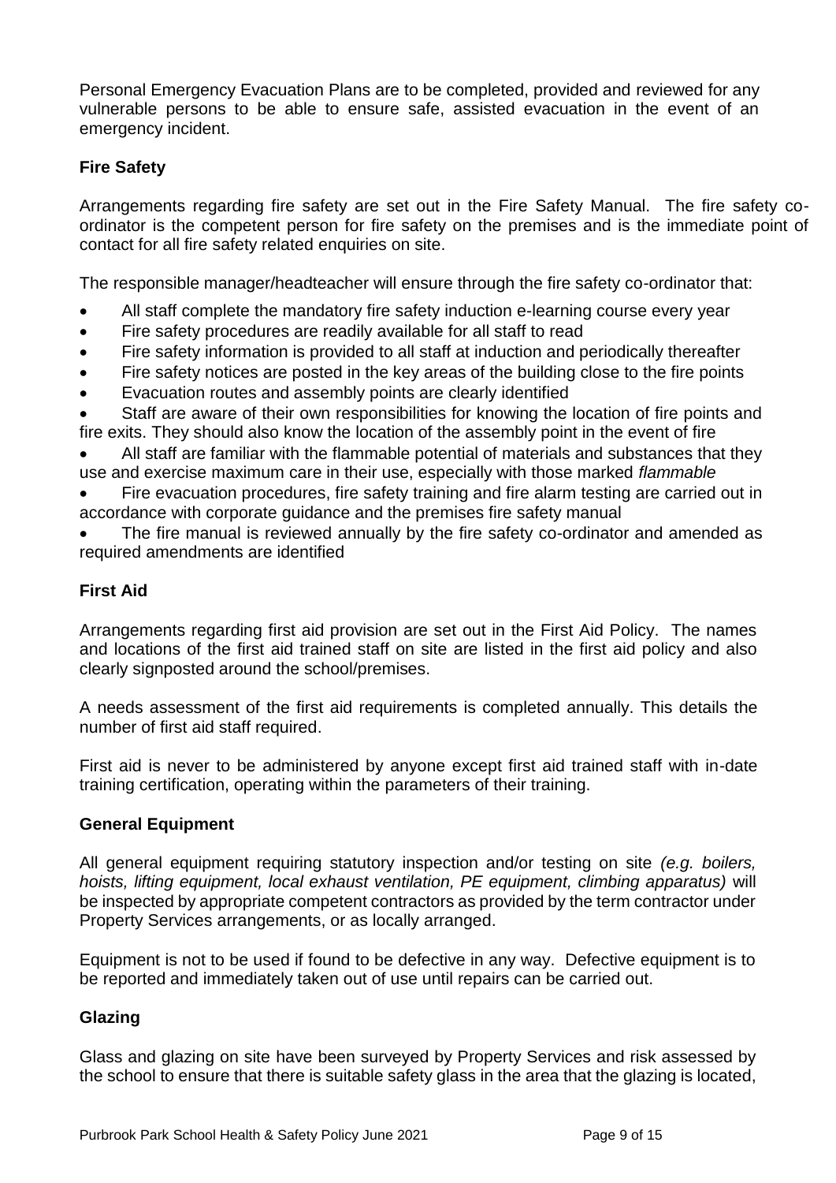Personal Emergency Evacuation Plans are to be completed, provided and reviewed for any vulnerable persons to be able to ensure safe, assisted evacuation in the event of an emergency incident.

**Fire Safety**

Arrangements regarding fire safety are set out in the Fire Safety Manual. The fire safety co-ordinator is the competent person for fire safety on the premises and is the immediate point of contact for all fire safety related enquiries on site.

The responsible manager/headteacher will ensure through the fire safety co-ordinator that:

- All staff complete the mandatory fire safety induction e-learning course every year
- Fire safety procedures are readily available for all staff to read
- Fire safety information is provided to all staff at induction and periodically thereafter
- Fire safety notices are posted in the key areas of the building close to the fire points
- Evacuation routes and assembly points are clearly identified
- Staff are aware of their own responsibilities for knowing the location of fire points and fire exits. They should also know the location of the assembly point in the event of fire
- All staff are familiar with the flammable potential of materials and substances that they use and exercise maximum care in their use, especially with those marked *flammable*
- Fire evacuation procedures, fire safety training and fire alarm testing are carried out in accordance with corporate guidance and the premises fire safety manual
- The fire manual is reviewed annually by the fire safety co-ordinator and amended as required amendments are identified

**First Aid**

Arrangements regarding first aid provision are set out in the First Aid Policy. The names and locations of the first aid trained staff on site are listed in the first aid policy and also clearly signposted around the school/premises.

A needs assessment of the first aid requirements is completed annually. This details the number of first aid staff required.

First aid is never to be administered by anyone except first aid trained staff with in-date training certification, operating within the parameters of their training.

**General Equipment**

All general equipment requiring statutory inspection and/or testing on site *(e.g. boilers, hoists, lifting equipment, local exhaust ventilation, PE equipment, climbing apparatus)* will be inspected by appropriate competent contractors as provided by the term contractor under Property Services arrangements, or as locally arranged.

Equipment is not to be used if found to be defective in any way. Defective equipment is to be reported and immediately taken out of use until repairs can be carried out.

**Glazing**

Glass and glazing on site have been surveyed by Property Services and risk assessed by the school to ensure that there is suitable safety glass in the area that the glazing is located,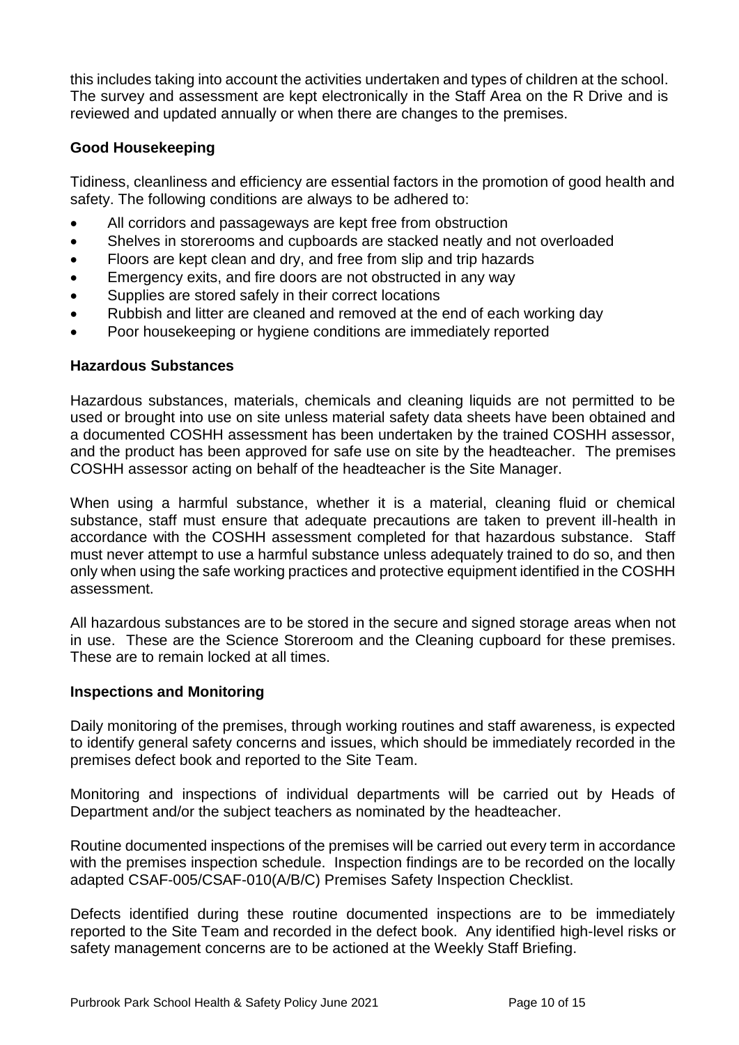this includes taking into account the activities undertaken and types of children at the school. The survey and assessment are kept electronically in the Staff Area on the R Drive and is reviewed and updated annually or when there are changes to the premises.

### Good Housekeeping

Tidiness, cleanliness and efficiency are essential factors in the promotion of good health and safety. The following conditions are always to be adhered to:

- All corridors and passageways are kept free from obstruction
- Shelves in storerooms and cupboards are stacked neatly and not overloaded
- Floors are kept clean and dry, and free from slip and trip hazards
- Emergency exits, and fire doors are not obstructed in any way
- Supplies are stored safely in their correct locations
- Rubbish and litter are cleaned and removed at the end of each working day
- Poor housekeeping or hygiene conditions are immediately reported

### Hazardous Substances

Hazardous substances, materials, chemicals and cleaning liquids are not permitted to be used or brought into use on site unless material safety data sheets have been obtained and a documented COSHH assessment has been undertaken by the trained COSHH assessor, and the product has been approved for safe use on site by the headteacher. The premises COSHH assessor acting on behalf of the headteacher is the Site Manager.

When using a harmful substance, whether it is a material, cleaning fluid or chemical substance, staff must ensure that adequate precautions are taken to prevent ill-health in accordance with the COSHH assessment completed for that hazardous substance. Staff must never attempt to use a harmful substance unless adequately trained to do so, and then only when using the safe working practices and protective equipment identified in the COSHH assessment.

All hazardous substances are to be stored in the secure and signed storage areas when not in use. These are the Science Storeroom and the Cleaning cupboard for these premises. These are to remain locked at all times.

### Inspections and Monitoring

Daily monitoring of the premises, through working routines and staff awareness, is expected to identify general safety concerns and issues, which should be immediately recorded in the premises defect book and reported to the Site Team.

Monitoring and inspections of individual departments will be carried out by Heads of Department and/or the subject teachers as nominated by the headteacher.

Routine documented inspections of the premises will be carried out every term in accordance with the premises inspection schedule. Inspection findings are to be recorded on the locally adapted CSAF-005/CSAF-010(A/B/C) Premises Safety Inspection Checklist.

Defects identified during these routine documented inspections are to be immediately reported to the Site Team and recorded in the defect book. Any identified high-level risks or safety management concerns are to be actioned at the Weekly Staff Briefing.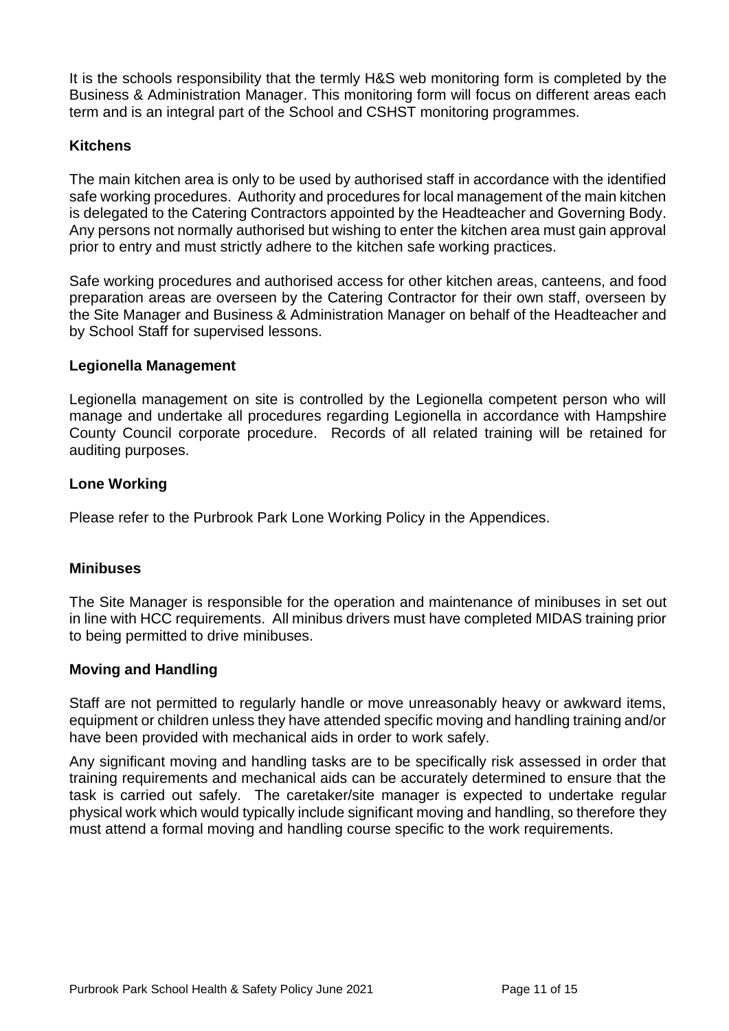It is the schools responsibility that the termly H&S web monitoring form is completed by the Business & Administration Manager. This monitoring form will focus on different areas each term and is an integral part of the School and CSHST monitoring programmes.

### Kitchens

The main kitchen area is only to be used by authorised staff in accordance with the identified safe working procedures. Authority and procedures for local management of the main kitchen is delegated to the Catering Contractors appointed by the Headteacher and Governing Body. Any persons not normally authorised but wishing to enter the kitchen area must gain approval prior to entry and must strictly adhere to the kitchen safe working practices.

Safe working procedures and authorised access for other kitchen areas, canteens, and food preparation areas are overseen by the Catering Contractor for their own staff, overseen by the Site Manager and Business & Administration Manager on behalf of the Headteacher and by School Staff for supervised lessons.

### Legionella Management

Legionella management on site is controlled by the Legionella competent person who will manage and undertake all procedures regarding Legionella in accordance with Hampshire County Council corporate procedure. Records of all related training will be retained for auditing purposes.

### Lone Working

Please refer to the Purbrook Park Lone Working Policy in the Appendices.

### Minibuses

The Site Manager is responsible for the operation and maintenance of minibuses in set out in line with HCC requirements. All minibus drivers must have completed MIDAS training prior to being permitted to drive minibuses.

### Moving and Handling

Staff are not permitted to regularly handle or move unreasonably heavy or awkward items, equipment or children unless they have attended specific moving and handling training and/or have been provided with mechanical aids in order to work safely.

Any significant moving and handling tasks are to be specifically risk assessed in order that training requirements and mechanical aids can be accurately determined to ensure that the task is carried out safely. The caretaker/site manager is expected to undertake regular physical work which would typically include significant moving and handling, so therefore they must attend a formal moving and handling course specific to the work requirements.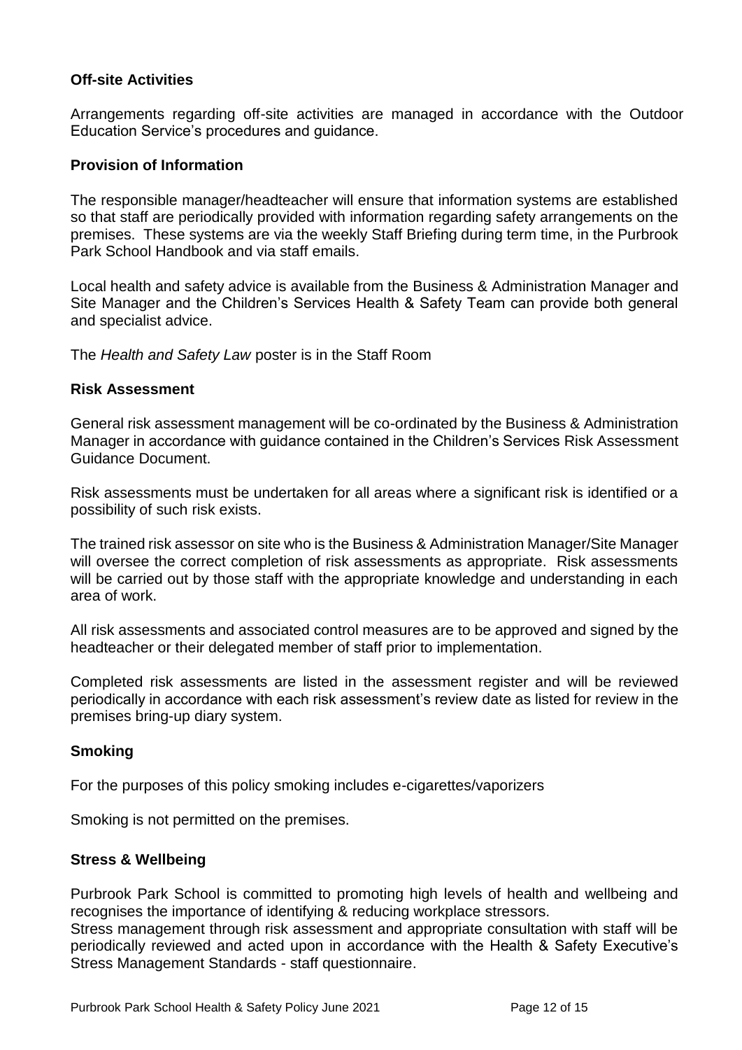## Off-site Activities

Arrangements regarding off-site activities are managed in accordance with the Outdoor Education Service's procedures and guidance.

## Provision of Information

The responsible manager/headteacher will ensure that information systems are established so that staff are periodically provided with information regarding safety arrangements on the premises. These systems are via the weekly Staff Briefing during term time, in the Purbrook Park School Handbook and via staff emails.

Local health and safety advice is available from the Business & Administration Manager and Site Manager and the Children's Services Health & Safety Team can provide both general and specialist advice.

The *Health and Safety Law* poster is in the Staff Room

## Risk Assessment

General risk assessment management will be co-ordinated by the Business & Administration Manager in accordance with guidance contained in the Children's Services Risk Assessment Guidance Document.

Risk assessments must be undertaken for all areas where a significant risk is identified or a possibility of such risk exists.

The trained risk assessor on site who is the Business & Administration Manager/Site Manager will oversee the correct completion of risk assessments as appropriate. Risk assessments will be carried out by those staff with the appropriate knowledge and understanding in each area of work.

All risk assessments and associated control measures are to be approved and signed by the headteacher or their delegated member of staff prior to implementation.

Completed risk assessments are listed in the assessment register and will be reviewed periodically in accordance with each risk assessment's review date as listed for review in the premises bring-up diary system.

## Smoking

For the purposes of this policy smoking includes e-cigarettes/vaporizers

Smoking is not permitted on the premises.

## Stress & Wellbeing

Purbrook Park School is committed to promoting high levels of health and wellbeing and recognises the importance of identifying & reducing workplace stressors.
Stress management through risk assessment and appropriate consultation with staff will be periodically reviewed and acted upon in accordance with the Health & Safety Executive's Stress Management Standards - staff questionnaire.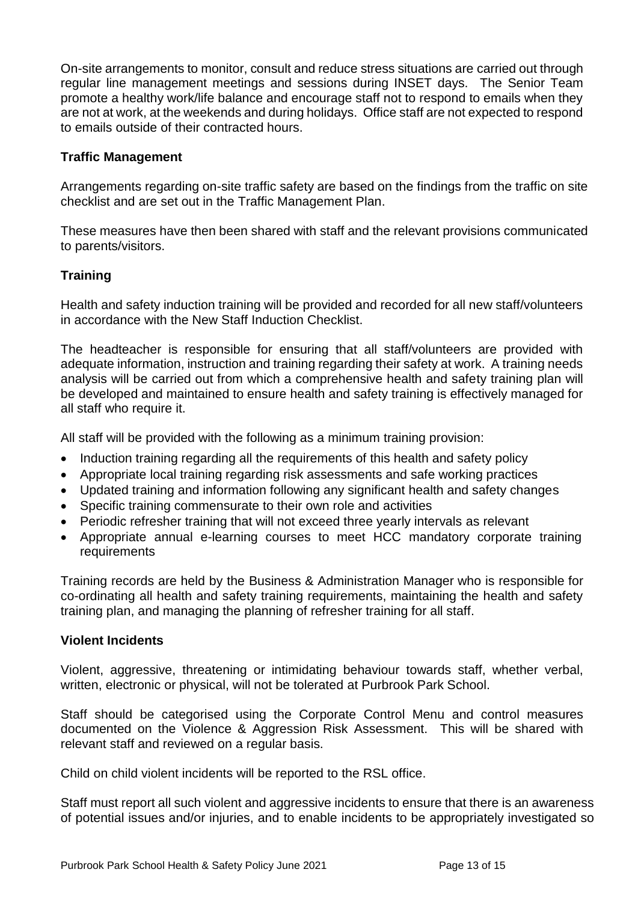On-site arrangements to monitor, consult and reduce stress situations are carried out through regular line management meetings and sessions during INSET days. The Senior Team promote a healthy work/life balance and encourage staff not to respond to emails when they are not at work, at the weekends and during holidays. Office staff are not expected to respond to emails outside of their contracted hours.

**Traffic Management**

Arrangements regarding on-site traffic safety are based on the findings from the traffic on site checklist and are set out in the Traffic Management Plan.

These measures have then been shared with staff and the relevant provisions communicated to parents/visitors.

**Training**

Health and safety induction training will be provided and recorded for all new staff/volunteers in accordance with the New Staff Induction Checklist.

The headteacher is responsible for ensuring that all staff/volunteers are provided with adequate information, instruction and training regarding their safety at work. A training needs analysis will be carried out from which a comprehensive health and safety training plan will be developed and maintained to ensure health and safety training is effectively managed for all staff who require it.

All staff will be provided with the following as a minimum training provision:

- Induction training regarding all the requirements of this health and safety policy
- Appropriate local training regarding risk assessments and safe working practices
- Updated training and information following any significant health and safety changes
- Specific training commensurate to their own role and activities
- Periodic refresher training that will not exceed three yearly intervals as relevant
- Appropriate annual e-learning courses to meet HCC mandatory corporate training requirements

Training records are held by the Business & Administration Manager who is responsible for co-ordinating all health and safety training requirements, maintaining the health and safety training plan, and managing the planning of refresher training for all staff.

**Violent Incidents**

Violent, aggressive, threatening or intimidating behaviour towards staff, whether verbal, written, electronic or physical, will not be tolerated at Purbrook Park School.

Staff should be categorised using the Corporate Control Menu and control measures documented on the Violence & Aggression Risk Assessment. This will be shared with relevant staff and reviewed on a regular basis.

Child on child violent incidents will be reported to the RSL office.

Staff must report all such violent and aggressive incidents to ensure that there is an awareness of potential issues and/or injuries, and to enable incidents to be appropriately investigated so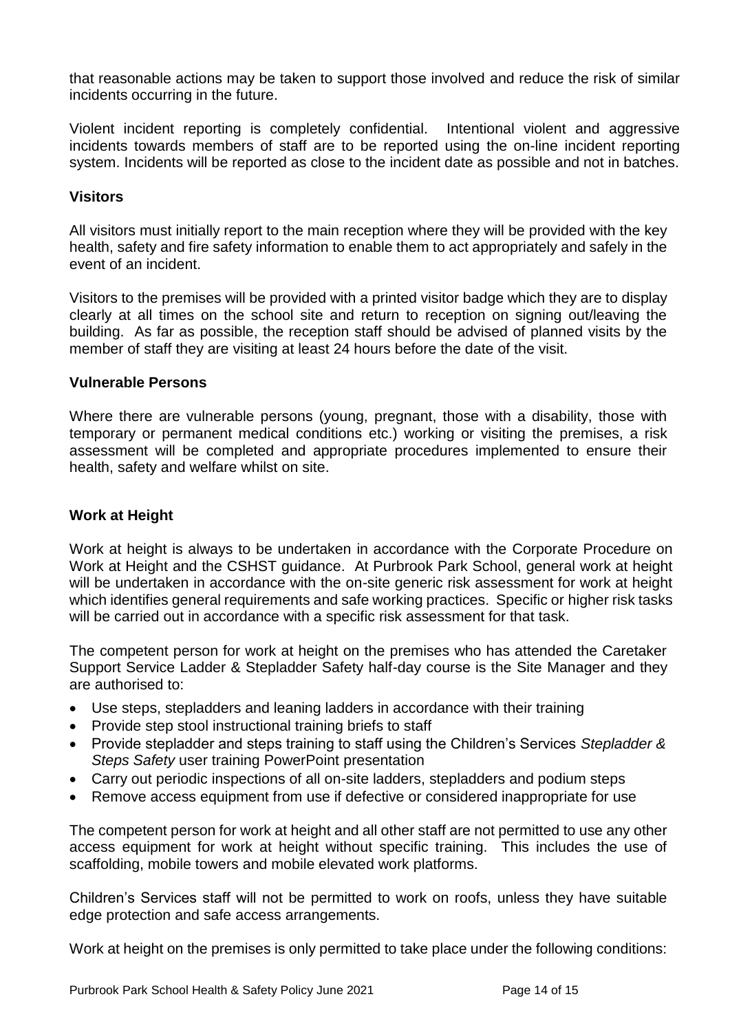that reasonable actions may be taken to support those involved and reduce the risk of similar incidents occurring in the future.

Violent incident reporting is completely confidential. Intentional violent and aggressive incidents towards members of staff are to be reported using the on-line incident reporting system. Incidents will be reported as close to the incident date as possible and not in batches.

### Visitors

All visitors must initially report to the main reception where they will be provided with the key health, safety and fire safety information to enable them to act appropriately and safely in the event of an incident.

Visitors to the premises will be provided with a printed visitor badge which they are to display clearly at all times on the school site and return to reception on signing out/leaving the building. As far as possible, the reception staff should be advised of planned visits by the member of staff they are visiting at least 24 hours before the date of the visit.

### Vulnerable Persons

Where there are vulnerable persons (young, pregnant, those with a disability, those with temporary or permanent medical conditions etc.) working or visiting the premises, a risk assessment will be completed and appropriate procedures implemented to ensure their health, safety and welfare whilst on site.

### Work at Height

Work at height is always to be undertaken in accordance with the Corporate Procedure on Work at Height and the CSHST guidance. At Purbrook Park School, general work at height will be undertaken in accordance with the on-site generic risk assessment for work at height which identifies general requirements and safe working practices. Specific or higher risk tasks will be carried out in accordance with a specific risk assessment for that task.

The competent person for work at height on the premises who has attended the Caretaker Support Service Ladder & Stepladder Safety half-day course is the Site Manager and they are authorised to:

- Use steps, stepladders and leaning ladders in accordance with their training
- Provide step stool instructional training briefs to staff
- Provide stepladder and steps training to staff using the Children's Services *Stepladder & Steps Safety* user training PowerPoint presentation
- Carry out periodic inspections of all on-site ladders, stepladders and podium steps
- Remove access equipment from use if defective or considered inappropriate for use

The competent person for work at height and all other staff are not permitted to use any other access equipment for work at height without specific training. This includes the use of scaffolding, mobile towers and mobile elevated work platforms.

Children's Services staff will not be permitted to work on roofs, unless they have suitable edge protection and safe access arrangements.

Work at height on the premises is only permitted to take place under the following conditions: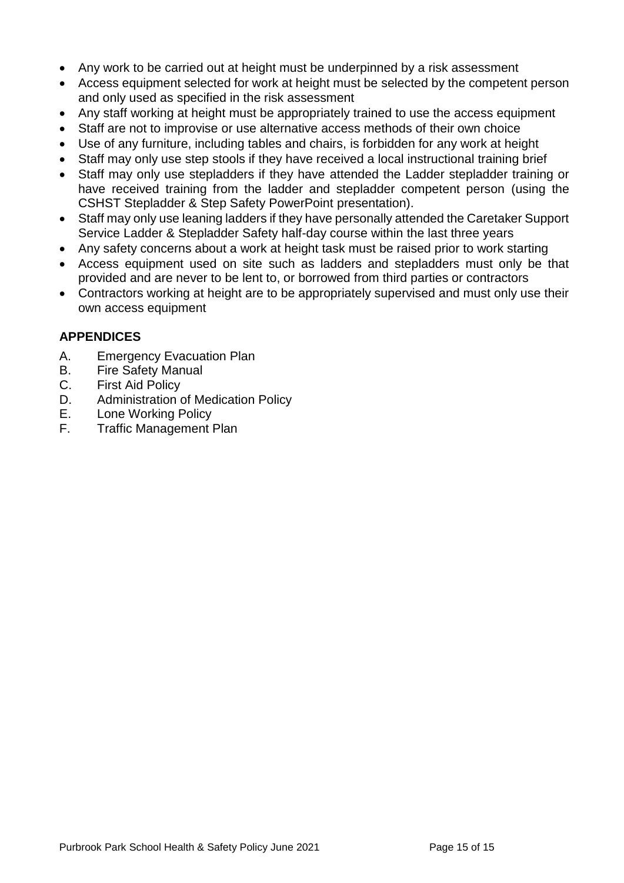- Any work to be carried out at height must be underpinned by a risk assessment
- Access equipment selected for work at height must be selected by the competent person and only used as specified in the risk assessment
- Any staff working at height must be appropriately trained to use the access equipment
- Staff are not to improvise or use alternative access methods of their own choice
- Use of any furniture, including tables and chairs, is forbidden for any work at height
- Staff may only use step stools if they have received a local instructional training brief
- Staff may only use stepladders if they have attended the Ladder stepladder training or have received training from the ladder and stepladder competent person (using the CSHST Stepladder & Step Safety PowerPoint presentation).
- Staff may only use leaning ladders if they have personally attended the Caretaker Support Service Ladder & Stepladder Safety half-day course within the last three years
- Any safety concerns about a work at height task must be raised prior to work starting
- Access equipment used on site such as ladders and stepladders must only be that provided and are never to be lent to, or borrowed from third parties or contractors
- Contractors working at height are to be appropriately supervised and must only use their own access equipment

## APPENDICES

A. Emergency Evacuation Plan
B. Fire Safety Manual
C. First Aid Policy
D. Administration of Medication Policy
E. Lone Working Policy
F. Traffic Management Plan